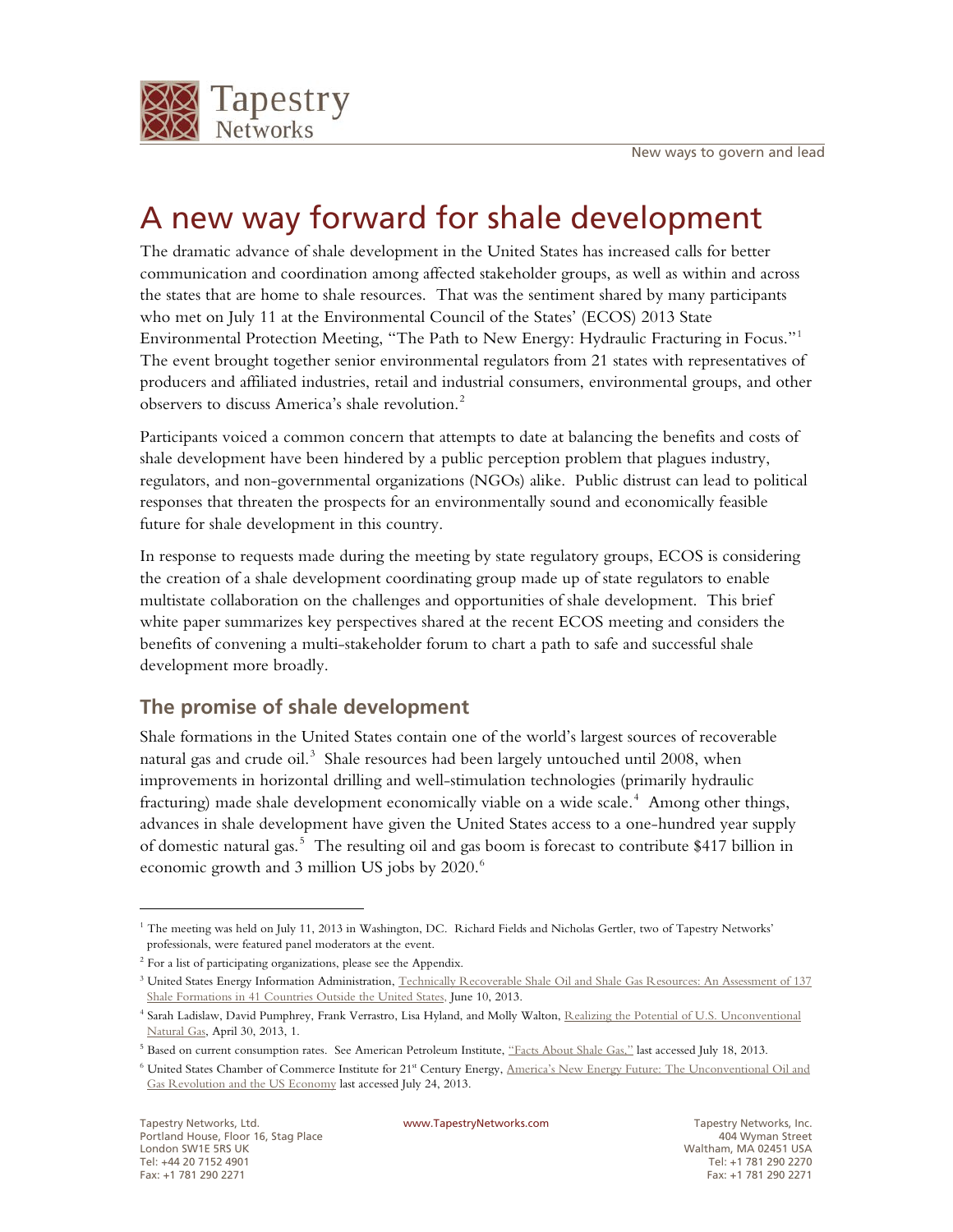# A new way forward for shale development

The dramatic advance of shale development in the United States has increased calls for better communication and coordination among affected stakeholder groups, as well as within and across the states that are home to shale resources. That was the sentiment shared by many participants who met on July 11 at the Environmental Council of the States' (ECOS) 2013 State Environmental Protection Meeting, "The Path to New Energy: Hydraulic Fracturing in Focus."[1] The event brought together senior environmental regulators from 21 states with representatives of producers and affiliated industries, retail and industrial consumers, environmental groups, and other observers to discuss America's shale revolution.[2]

Participants voiced a common concern that attempts to date at balancing the benefits and costs of shale development have been hindered by a public perception problem that plagues industry, regulators, and non-governmental organizations (NGOs) alike. Public distrust can lead to political responses that threaten the prospects for an environmentally sound and economically feasible future for shale development in this country.

In response to requests made during the meeting by state regulatory groups, ECOS is considering the creation of a shale development coordinating group made up of state regulators to enable multistate collaboration on the challenges and opportunities of shale development. This brief white paper summarizes key perspectives shared at the recent ECOS meeting and considers the benefits of convening a multi-stakeholder forum to chart a path to safe and successful shale development more broadly.

## The promise of shale development

Shale formations in the United States contain one of the world's largest sources of recoverable natural gas and crude oil.[3] Shale resources had been largely untouched until 2008, when improvements in horizontal drilling and well-stimulation technologies (primarily hydraulic fracturing) made shale development economically viable on a wide scale.[4] Among other things, advances in shale development have given the United States access to a one-hundred year supply of domestic natural gas.[5] The resulting oil and gas boom is forecast to contribute $417 billion in economic growth and 3 million US jobs by 2020.[6]

---

[1] The meeting was held on July 11, 2013 in Washington, DC. Richard Fields and Nicholas Gertler, two of Tapestry Networks' professionals, were featured panel moderators at the event.

[2] For a list of participating organizations, please see the Appendix.

[3] United States Energy Information Administration, Technically Recoverable Shale Oil and Shale Gas Resources: An Assessment of 137 Shale Formations in 41 Countries Outside the United States, June 10, 2013.

[4] Sarah Ladislaw, David Pumphrey, Frank Verrastro, Lisa Hyland, and Molly Walton, Realizing the Potential of U.S. Unconventional Natural Gas, April 30, 2013, 1.

[5] Based on current consumption rates. See American Petroleum Institute, "Facts About Shale Gas," last accessed July 18, 2013.

[6] United States Chamber of Commerce Institute for 21st Century Energy, America's New Energy Future: The Unconventional Oil and Gas Revolution and the US Economy last accessed July 24, 2013.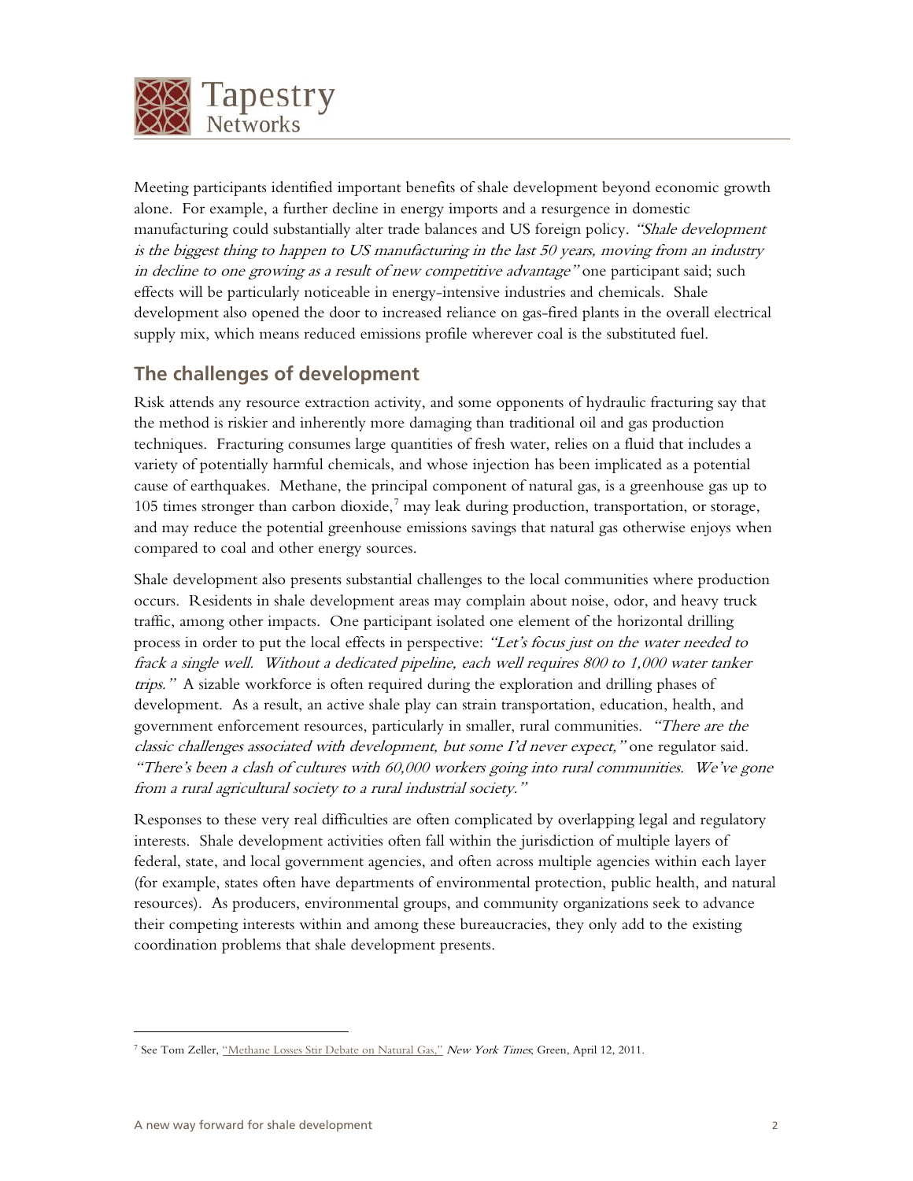Meeting participants identified important benefits of shale development beyond economic growth alone. For example, a further decline in energy imports and a resurgence in domestic manufacturing could substantially alter trade balances and US foreign policy. *"Shale development is the biggest thing to happen to US manufacturing in the last 50 years, moving from an industry in decline to one growing as a result of new competitive advantage"* one participant said; such effects will be particularly noticeable in energy-intensive industries and chemicals. Shale development also opened the door to increased reliance on gas-fired plants in the overall electrical supply mix, which means reduced emissions profile wherever coal is the substituted fuel.

## The challenges of development

Risk attends any resource extraction activity, and some opponents of hydraulic fracturing say that the method is riskier and inherently more damaging than traditional oil and gas production techniques. Fracturing consumes large quantities of fresh water, relies on a fluid that includes a variety of potentially harmful chemicals, and whose injection has been implicated as a potential cause of earthquakes. Methane, the principal component of natural gas, is a greenhouse gas up to 105 times stronger than carbon dioxide,[7] may leak during production, transportation, or storage, and may reduce the potential greenhouse emissions savings that natural gas otherwise enjoys when compared to coal and other energy sources.

Shale development also presents substantial challenges to the local communities where production occurs. Residents in shale development areas may complain about noise, odor, and heavy truck traffic, among other impacts. One participant isolated one element of the horizontal drilling process in order to put the local effects in perspective: *"Let's focus just on the water needed to frack a single well. Without a dedicated pipeline, each well requires 800 to 1,000 water tanker trips."* A sizable workforce is often required during the exploration and drilling phases of development. As a result, an active shale play can strain transportation, education, health, and government enforcement resources, particularly in smaller, rural communities. *"There are the classic challenges associated with development, but some I'd never expect,"* one regulator said. *"There's been a clash of cultures with 60,000 workers going into rural communities. We've gone from a rural agricultural society to a rural industrial society."*

Responses to these very real difficulties are often complicated by overlapping legal and regulatory interests. Shale development activities often fall within the jurisdiction of multiple layers of federal, state, and local government agencies, and often across multiple agencies within each layer (for example, states often have departments of environmental protection, public health, and natural resources). As producers, environmental groups, and community organizations seek to advance their competing interests within and among these bureaucracies, they only add to the existing coordination problems that shale development presents.

---

[7] See Tom Zeller, "Methane Losses Stir Debate on Natural Gas," *New York Times*; Green, April 12, 2011.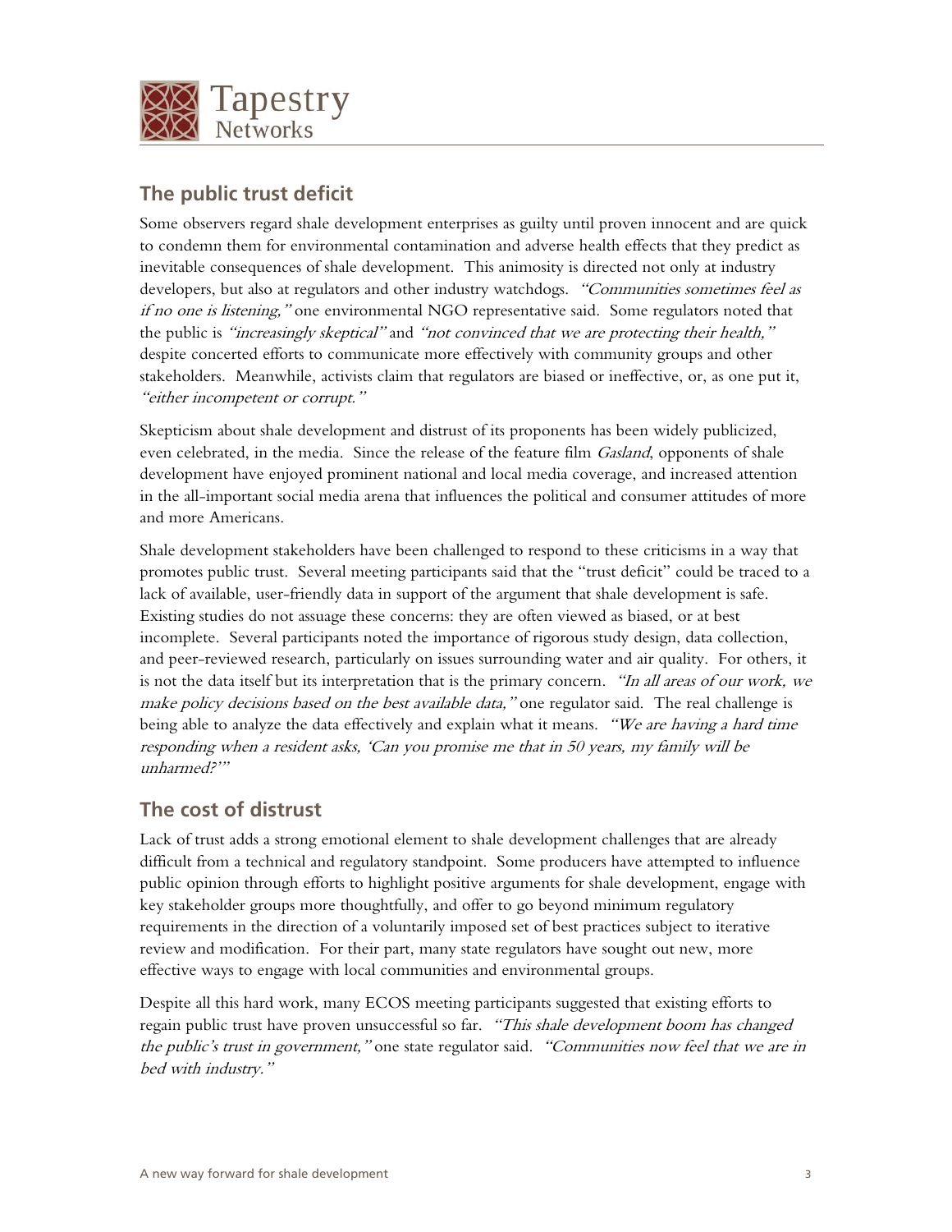## The public trust deficit

Some observers regard shale development enterprises as guilty until proven innocent and are quick to condemn them for environmental contamination and adverse health effects that they predict as inevitable consequences of shale development. This animosity is directed not only at industry developers, but also at regulators and other industry watchdogs. *"Communities sometimes feel as if no one is listening,"* one environmental NGO representative said. Some regulators noted that the public is *"increasingly skeptical"* and *"not convinced that we are protecting their health,"* despite concerted efforts to communicate more effectively with community groups and other stakeholders. Meanwhile, activists claim that regulators are biased or ineffective, or, as one put it, *"either incompetent or corrupt."*

Skepticism about shale development and distrust of its proponents has been widely publicized, even celebrated, in the media. Since the release of the feature film *Gasland*, opponents of shale development have enjoyed prominent national and local media coverage, and increased attention in the all-important social media arena that influences the political and consumer attitudes of more and more Americans.

Shale development stakeholders have been challenged to respond to these criticisms in a way that promotes public trust. Several meeting participants said that the "trust deficit" could be traced to a lack of available, user-friendly data in support of the argument that shale development is safe. Existing studies do not assuage these concerns: they are often viewed as biased, or at best incomplete. Several participants noted the importance of rigorous study design, data collection, and peer-reviewed research, particularly on issues surrounding water and air quality. For others, it is not the data itself but its interpretation that is the primary concern. *"In all areas of our work, we make policy decisions based on the best available data,"* one regulator said. The real challenge is being able to analyze the data effectively and explain what it means. *"We are having a hard time responding when a resident asks, 'Can you promise me that in 50 years, my family will be unharmed?'"*

## The cost of distrust

Lack of trust adds a strong emotional element to shale development challenges that are already difficult from a technical and regulatory standpoint. Some producers have attempted to influence public opinion through efforts to highlight positive arguments for shale development, engage with key stakeholder groups more thoughtfully, and offer to go beyond minimum regulatory requirements in the direction of a voluntarily imposed set of best practices subject to iterative review and modification. For their part, many state regulators have sought out new, more effective ways to engage with local communities and environmental groups.

Despite all this hard work, many ECOS meeting participants suggested that existing efforts to regain public trust have proven unsuccessful so far. *"This shale development boom has changed the public's trust in government,"* one state regulator said. *"Communities now feel that we are in bed with industry."*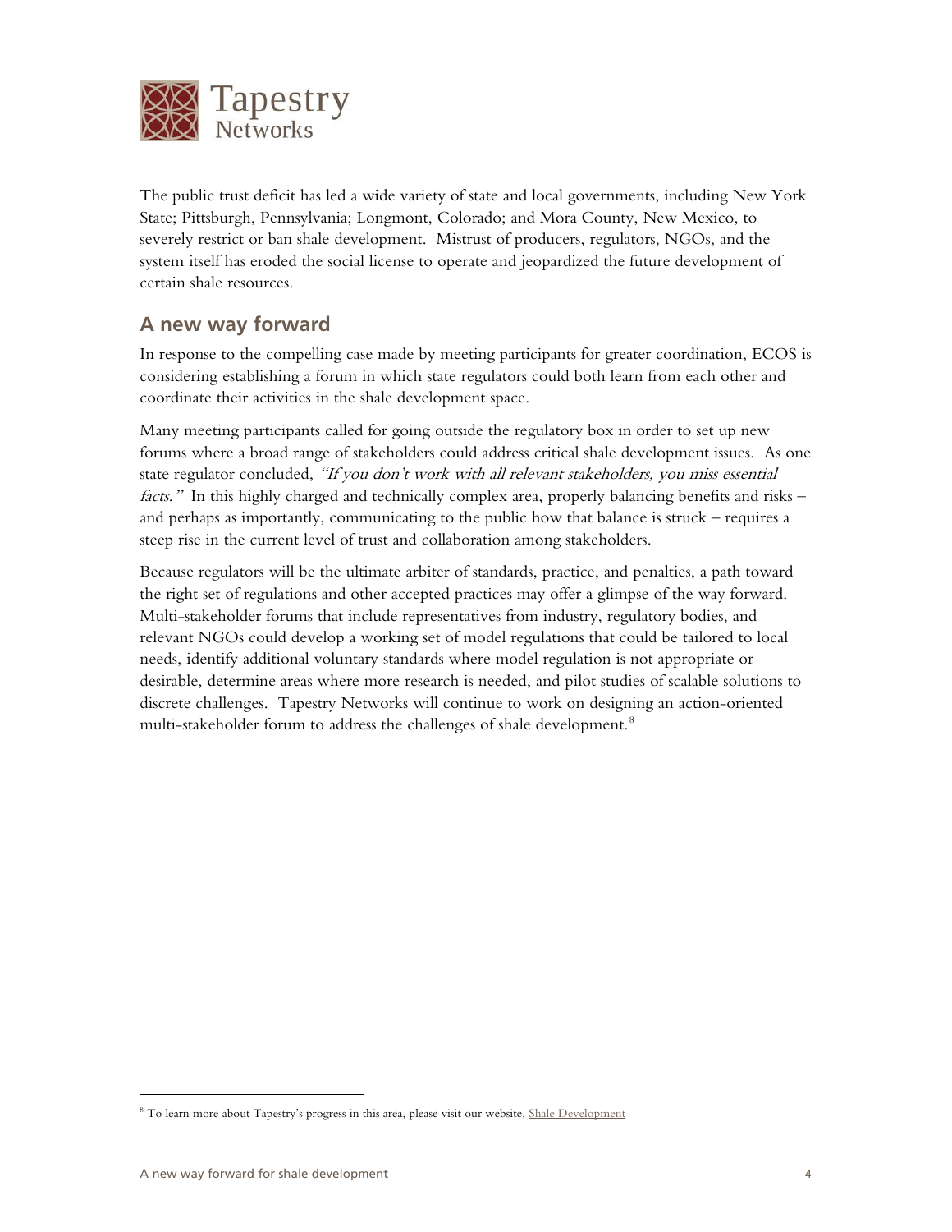The public trust deficit has led a wide variety of state and local governments, including New York State; Pittsburgh, Pennsylvania; Longmont, Colorado; and Mora County, New Mexico, to severely restrict or ban shale development. Mistrust of producers, regulators, NGOs, and the system itself has eroded the social license to operate and jeopardized the future development of certain shale resources.

## A new way forward

In response to the compelling case made by meeting participants for greater coordination, ECOS is considering establishing a forum in which state regulators could both learn from each other and coordinate their activities in the shale development space.

Many meeting participants called for going outside the regulatory box in order to set up new forums where a broad range of stakeholders could address critical shale development issues. As one state regulator concluded, *"If you don't work with all relevant stakeholders, you miss essential facts."* In this highly charged and technically complex area, properly balancing benefits and risks – and perhaps as importantly, communicating to the public how that balance is struck – requires a steep rise in the current level of trust and collaboration among stakeholders.

Because regulators will be the ultimate arbiter of standards, practice, and penalties, a path toward the right set of regulations and other accepted practices may offer a glimpse of the way forward. Multi-stakeholder forums that include representatives from industry, regulatory bodies, and relevant NGOs could develop a working set of model regulations that could be tailored to local needs, identify additional voluntary standards where model regulation is not appropriate or desirable, determine areas where more research is needed, and pilot studies of scalable solutions to discrete challenges. Tapestry Networks will continue to work on designing an action-oriented multi-stakeholder forum to address the challenges of shale development.[8]

[8] To learn more about Tapestry's progress in this area, please visit our website, Shale Development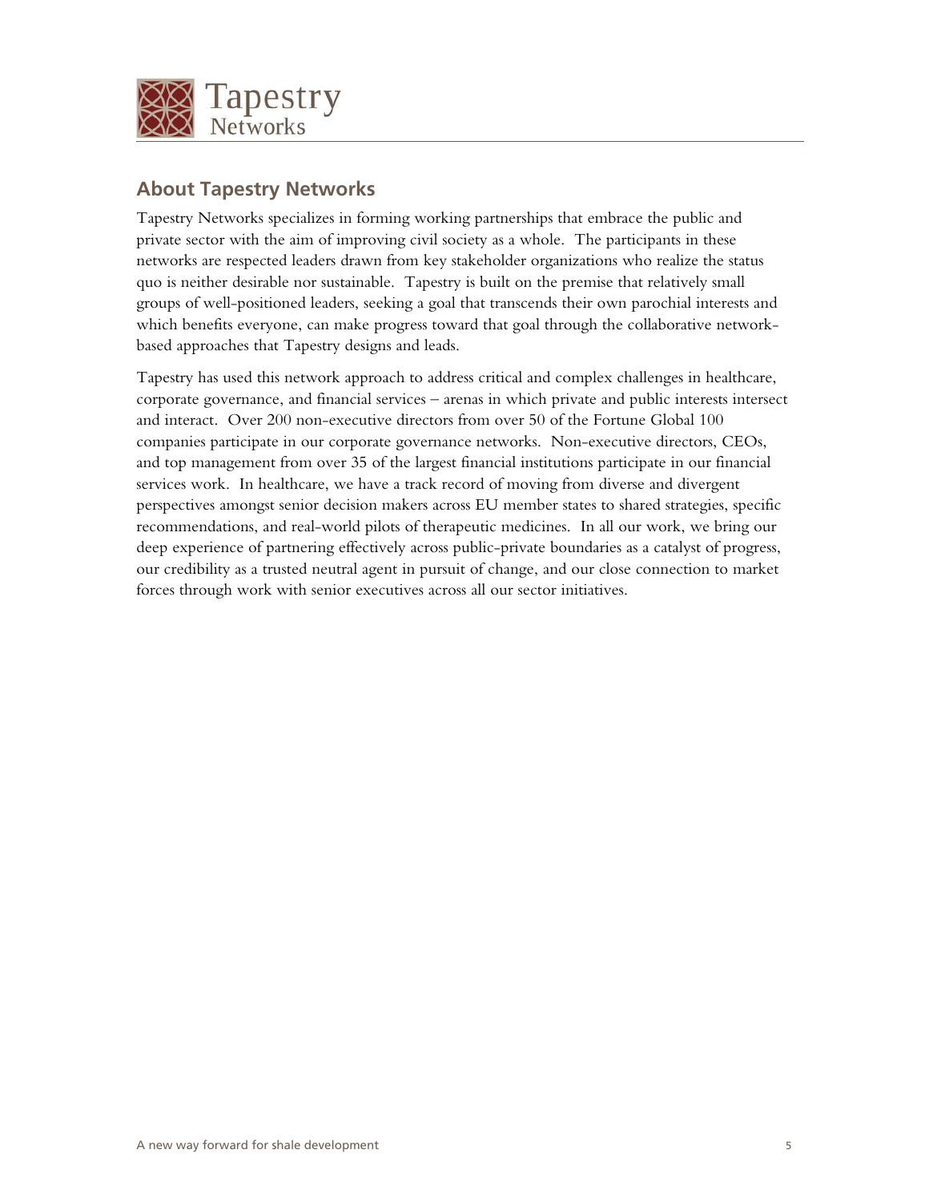## About Tapestry Networks

Tapestry Networks specializes in forming working partnerships that embrace the public and private sector with the aim of improving civil society as a whole. The participants in these networks are respected leaders drawn from key stakeholder organizations who realize the status quo is neither desirable nor sustainable. Tapestry is built on the premise that relatively small groups of well-positioned leaders, seeking a goal that transcends their own parochial interests and which benefits everyone, can make progress toward that goal through the collaborative network-based approaches that Tapestry designs and leads.

Tapestry has used this network approach to address critical and complex challenges in healthcare, corporate governance, and financial services – arenas in which private and public interests intersect and interact. Over 200 non-executive directors from over 50 of the Fortune Global 100 companies participate in our corporate governance networks. Non-executive directors, CEOs, and top management from over 35 of the largest financial institutions participate in our financial services work. In healthcare, we have a track record of moving from diverse and divergent perspectives amongst senior decision makers across EU member states to shared strategies, specific recommendations, and real-world pilots of therapeutic medicines. In all our work, we bring our deep experience of partnering effectively across public-private boundaries as a catalyst of progress, our credibility as a trusted neutral agent in pursuit of change, and our close connection to market forces through work with senior executives across all our sector initiatives.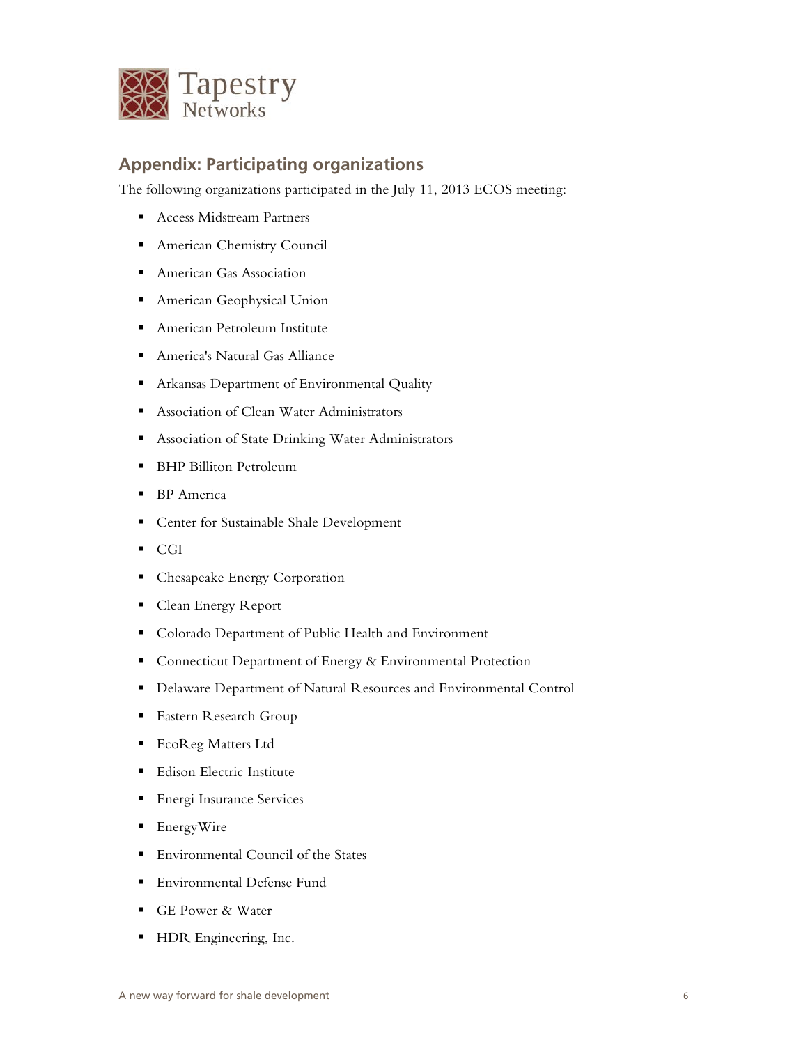## Appendix: Participating organizations

The following organizations participated in the July 11, 2013 ECOS meeting:

- Access Midstream Partners
- American Chemistry Council
- American Gas Association
- American Geophysical Union
- American Petroleum Institute
- America's Natural Gas Alliance
- Arkansas Department of Environmental Quality
- Association of Clean Water Administrators
- Association of State Drinking Water Administrators
- BHP Billiton Petroleum
- BP America
- Center for Sustainable Shale Development
- CGI
- Chesapeake Energy Corporation
- Clean Energy Report
- Colorado Department of Public Health and Environment
- Connecticut Department of Energy & Environmental Protection
- Delaware Department of Natural Resources and Environmental Control
- Eastern Research Group
- EcoReg Matters Ltd
- Edison Electric Institute
- Energi Insurance Services
- EnergyWire
- Environmental Council of the States
- Environmental Defense Fund
- GE Power & Water
- HDR Engineering, Inc.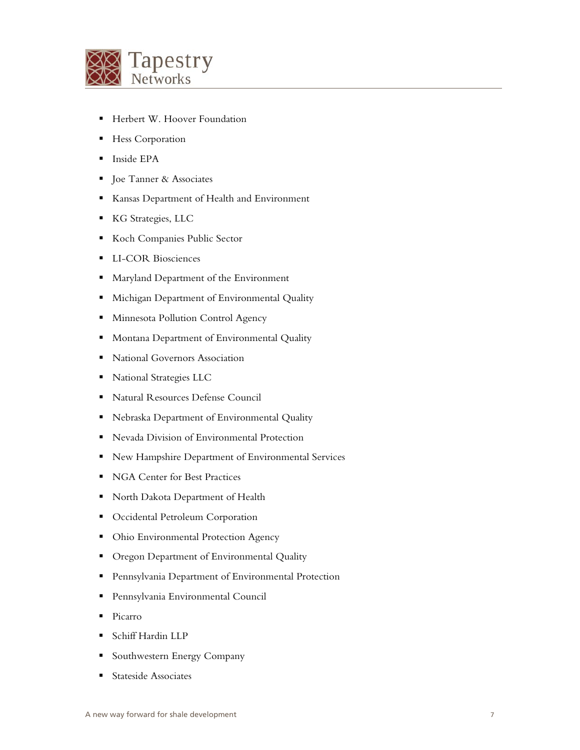- Herbert W. Hoover Foundation
- Hess Corporation
- Inside EPA
- Joe Tanner & Associates
- Kansas Department of Health and Environment
- KG Strategies, LLC
- Koch Companies Public Sector
- LI-COR Biosciences
- Maryland Department of the Environment
- Michigan Department of Environmental Quality
- Minnesota Pollution Control Agency
- Montana Department of Environmental Quality
- National Governors Association
- National Strategies LLC
- Natural Resources Defense Council
- Nebraska Department of Environmental Quality
- Nevada Division of Environmental Protection
- New Hampshire Department of Environmental Services
- NGA Center for Best Practices
- North Dakota Department of Health
- Occidental Petroleum Corporation
- Ohio Environmental Protection Agency
- Oregon Department of Environmental Quality
- Pennsylvania Department of Environmental Protection
- Pennsylvania Environmental Council
- Picarro
- Schiff Hardin LLP
- Southwestern Energy Company
- Stateside Associates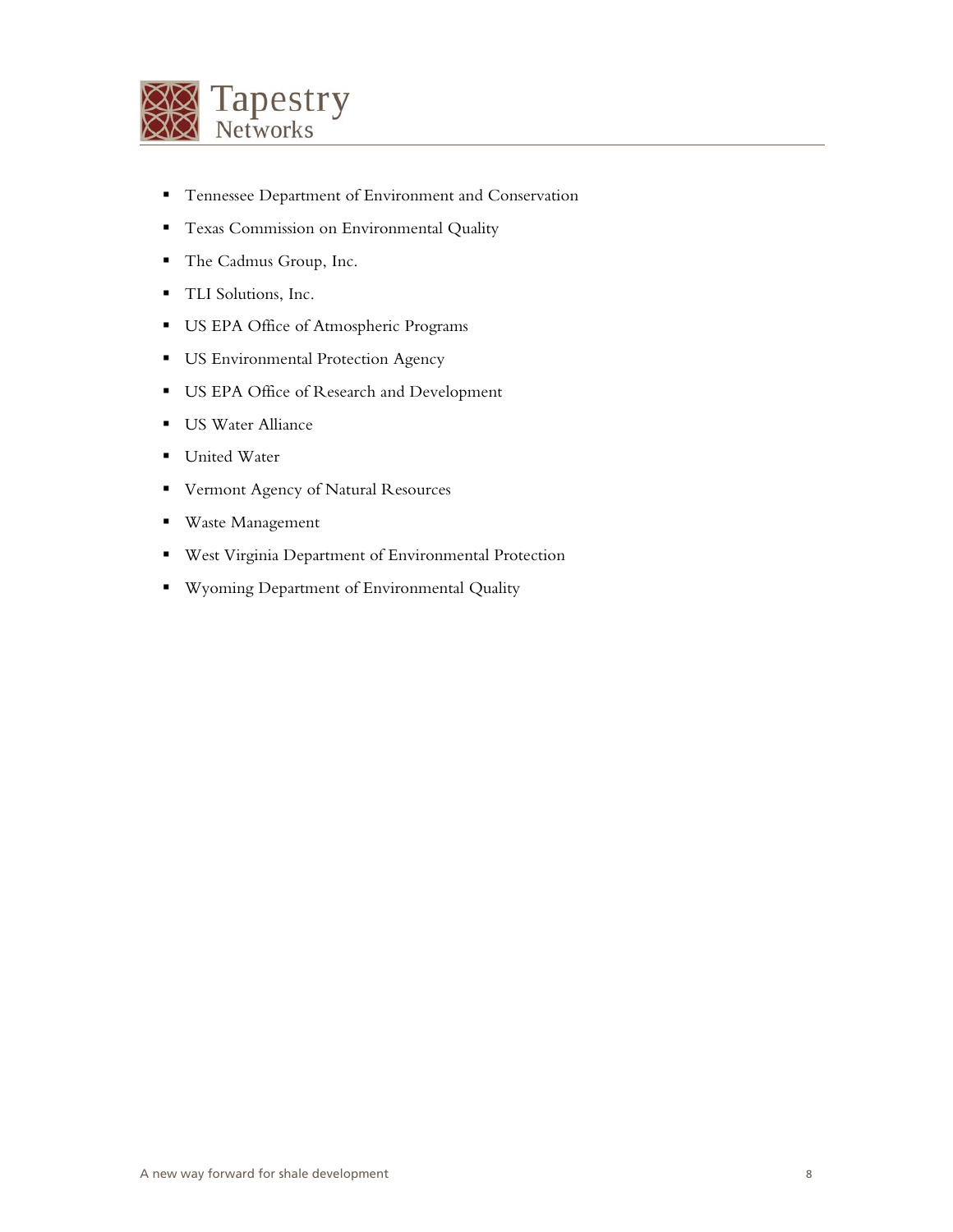- Tennessee Department of Environment and Conservation
- Texas Commission on Environmental Quality
- The Cadmus Group, Inc.
- TLI Solutions, Inc.
- US EPA Office of Atmospheric Programs
- US Environmental Protection Agency
- US EPA Office of Research and Development
- US Water Alliance
- United Water
- Vermont Agency of Natural Resources
- Waste Management
- West Virginia Department of Environmental Protection
- Wyoming Department of Environmental Quality